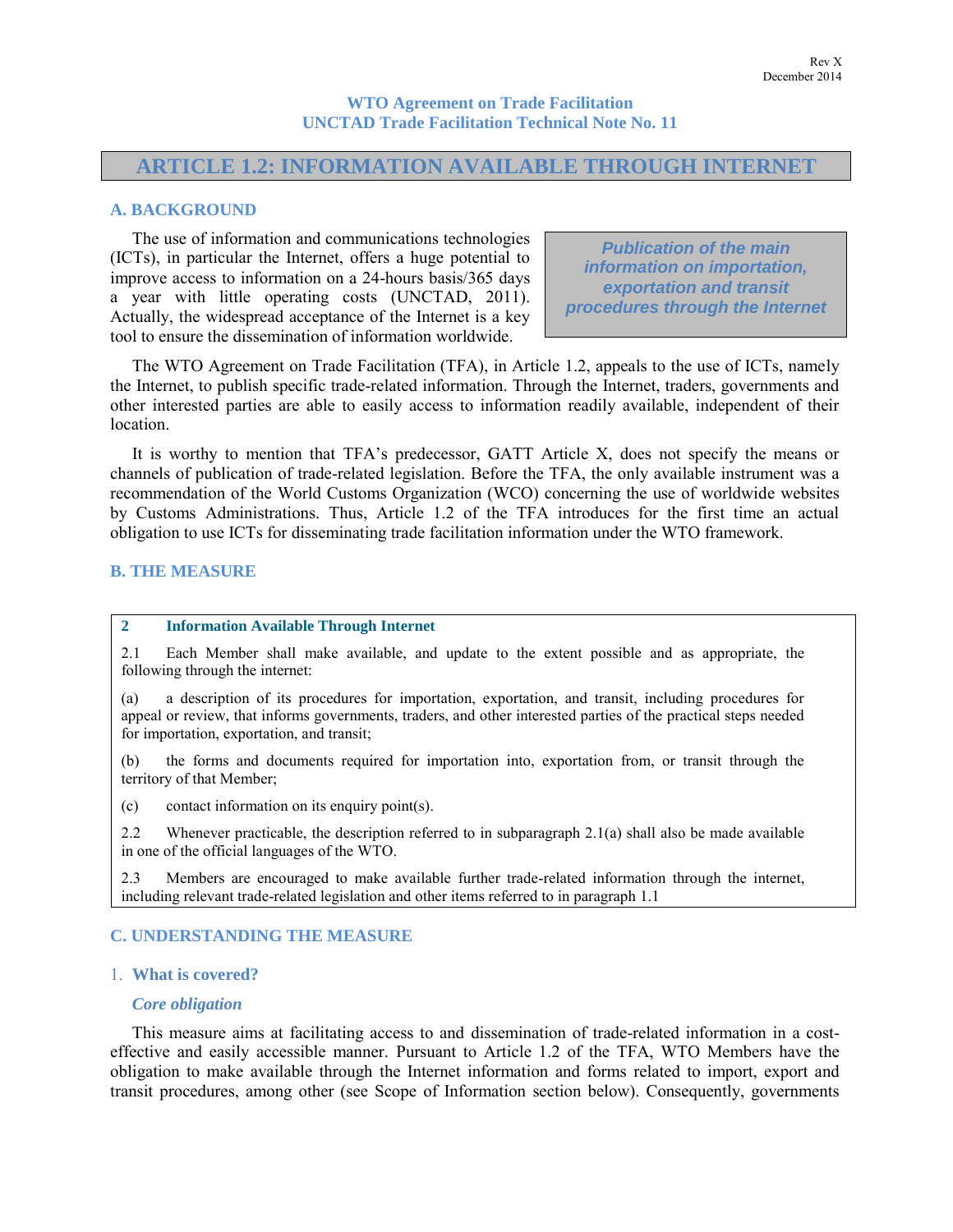Rev X
December 2014

**WTO Agreement on Trade Facilitation**
**UNCTAD Trade Facilitation Technical Note No. 11**

# ARTICLE 1.2: INFORMATION AVAILABLE THROUGH INTERNET

## A. BACKGROUND

> ***Publication of the main information on importation, exportation and transit procedures through the Internet***

The use of information and communications technologies (ICTs), in particular the Internet, offers a huge potential to improve access to information on a 24-hours basis/365 days a year with little operating costs (UNCTAD, 2011). Actually, the widespread acceptance of the Internet is a key tool to ensure the dissemination of information worldwide.

The WTO Agreement on Trade Facilitation (TFA), in Article 1.2, appeals to the use of ICTs, namely the Internet, to publish specific trade-related information. Through the Internet, traders, governments and other interested parties are able to easily access to information readily available, independent of their location.

It is worthy to mention that TFA's predecessor, GATT Article X, does not specify the means or channels of publication of trade-related legislation. Before the TFA, the only available instrument was a recommendation of the World Customs Organization (WCO) concerning the use of worldwide websites by Customs Administrations. Thus, Article 1.2 of the TFA introduces for the first time an actual obligation to use ICTs for disseminating trade facilitation information under the WTO framework.

## B. THE MEASURE

> **2 Information Available Through Internet**
>
> 2.1 Each Member shall make available, and update to the extent possible and as appropriate, the following through the internet:
>
> (a) a description of its procedures for importation, exportation, and transit, including procedures for appeal or review, that informs governments, traders, and other interested parties of the practical steps needed for importation, exportation, and transit;
>
> (b) the forms and documents required for importation into, exportation from, or transit through the territory of that Member;
>
> (c) contact information on its enquiry point(s).
>
> 2.2 Whenever practicable, the description referred to in subparagraph 2.1(a) shall also be made available in one of the official languages of the WTO.
>
> 2.3 Members are encouraged to make available further trade-related information through the internet, including relevant trade-related legislation and other items referred to in paragraph 1.1

## C. UNDERSTANDING THE MEASURE

### 1. What is covered?

#### *Core obligation*

This measure aims at facilitating access to and dissemination of trade-related information in a cost-effective and easily accessible manner. Pursuant to Article 1.2 of the TFA, WTO Members have the obligation to make available through the Internet information and forms related to import, export and transit procedures, among other (see Scope of Information section below). Consequently, governments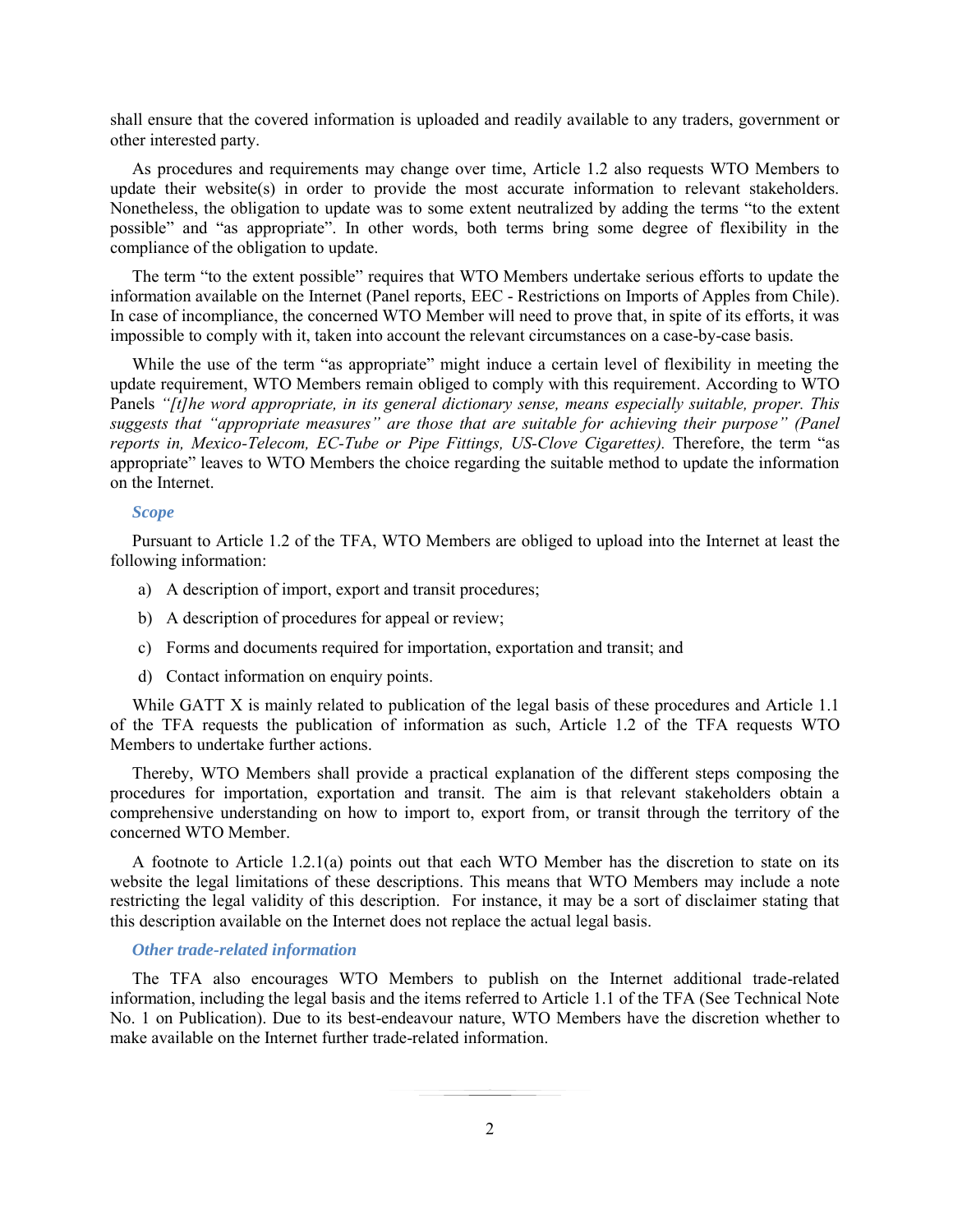shall ensure that the covered information is uploaded and readily available to any traders, government or other interested party.

As procedures and requirements may change over time, Article 1.2 also requests WTO Members to update their website(s) in order to provide the most accurate information to relevant stakeholders. Nonetheless, the obligation to update was to some extent neutralized by adding the terms "to the extent possible" and "as appropriate". In other words, both terms bring some degree of flexibility in the compliance of the obligation to update.

The term "to the extent possible" requires that WTO Members undertake serious efforts to update the information available on the Internet (Panel reports, EEC - Restrictions on Imports of Apples from Chile). In case of incompliance, the concerned WTO Member will need to prove that, in spite of its efforts, it was impossible to comply with it, taken into account the relevant circumstances on a case-by-case basis.

While the use of the term "as appropriate" might induce a certain level of flexibility in meeting the update requirement, WTO Members remain obliged to comply with this requirement. According to WTO Panels *"[t]he word appropriate, in its general dictionary sense, means especially suitable, proper. This suggests that "appropriate measures" are those that are suitable for achieving their purpose" (Panel reports in, Mexico-Telecom, EC-Tube or Pipe Fittings, US-Clove Cigarettes).* Therefore, the term "as appropriate" leaves to WTO Members the choice regarding the suitable method to update the information on the Internet.

### *Scope*

Pursuant to Article 1.2 of the TFA, WTO Members are obliged to upload into the Internet at least the following information:

a) A description of import, export and transit procedures;

b) A description of procedures for appeal or review;

c) Forms and documents required for importation, exportation and transit; and

d) Contact information on enquiry points.

While GATT X is mainly related to publication of the legal basis of these procedures and Article 1.1 of the TFA requests the publication of information as such, Article 1.2 of the TFA requests WTO Members to undertake further actions.

Thereby, WTO Members shall provide a practical explanation of the different steps composing the procedures for importation, exportation and transit. The aim is that relevant stakeholders obtain a comprehensive understanding on how to import to, export from, or transit through the territory of the concerned WTO Member.

A footnote to Article 1.2.1(a) points out that each WTO Member has the discretion to state on its website the legal limitations of these descriptions. This means that WTO Members may include a note restricting the legal validity of this description. For instance, it may be a sort of disclaimer stating that this description available on the Internet does not replace the actual legal basis.

### *Other trade-related information*

The TFA also encourages WTO Members to publish on the Internet additional trade-related information, including the legal basis and the items referred to Article 1.1 of the TFA (See Technical Note No. 1 on Publication). Due to its best-endeavour nature, WTO Members have the discretion whether to make available on the Internet further trade-related information.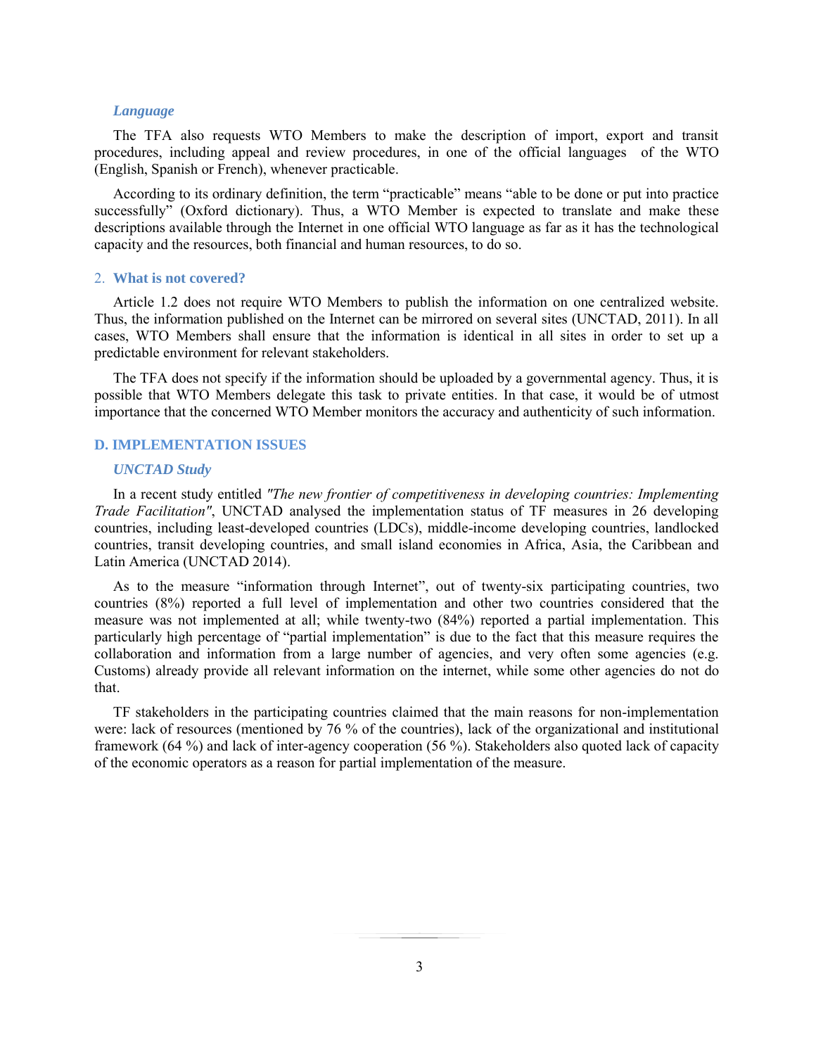### *Language*

The TFA also requests WTO Members to make the description of import, export and transit procedures, including appeal and review procedures, in one of the official languages of the WTO (English, Spanish or French), whenever practicable.

According to its ordinary definition, the term "practicable" means "able to be done or put into practice successfully" (Oxford dictionary). Thus, a WTO Member is expected to translate and make these descriptions available through the Internet in one official WTO language as far as it has the technological capacity and the resources, both financial and human resources, to do so.

## 2. What is not covered?

Article 1.2 does not require WTO Members to publish the information on one centralized website. Thus, the information published on the Internet can be mirrored on several sites (UNCTAD, 2011). In all cases, WTO Members shall ensure that the information is identical in all sites in order to set up a predictable environment for relevant stakeholders.

The TFA does not specify if the information should be uploaded by a governmental agency. Thus, it is possible that WTO Members delegate this task to private entities. In that case, it would be of utmost importance that the concerned WTO Member monitors the accuracy and authenticity of such information.

## D. IMPLEMENTATION ISSUES

### *UNCTAD Study*

In a recent study entitled *"The new frontier of competitiveness in developing countries: Implementing Trade Facilitation"*, UNCTAD analysed the implementation status of TF measures in 26 developing countries, including least-developed countries (LDCs), middle-income developing countries, landlocked countries, transit developing countries, and small island economies in Africa, Asia, the Caribbean and Latin America (UNCTAD 2014).

As to the measure "information through Internet", out of twenty-six participating countries, two countries (8%) reported a full level of implementation and other two countries considered that the measure was not implemented at all; while twenty-two (84%) reported a partial implementation. This particularly high percentage of "partial implementation" is due to the fact that this measure requires the collaboration and information from a large number of agencies, and very often some agencies (e.g. Customs) already provide all relevant information on the internet, while some other agencies do not do that.

TF stakeholders in the participating countries claimed that the main reasons for non-implementation were: lack of resources (mentioned by 76 % of the countries), lack of the organizational and institutional framework (64 %) and lack of inter-agency cooperation (56 %). Stakeholders also quoted lack of capacity of the economic operators as a reason for partial implementation of the measure.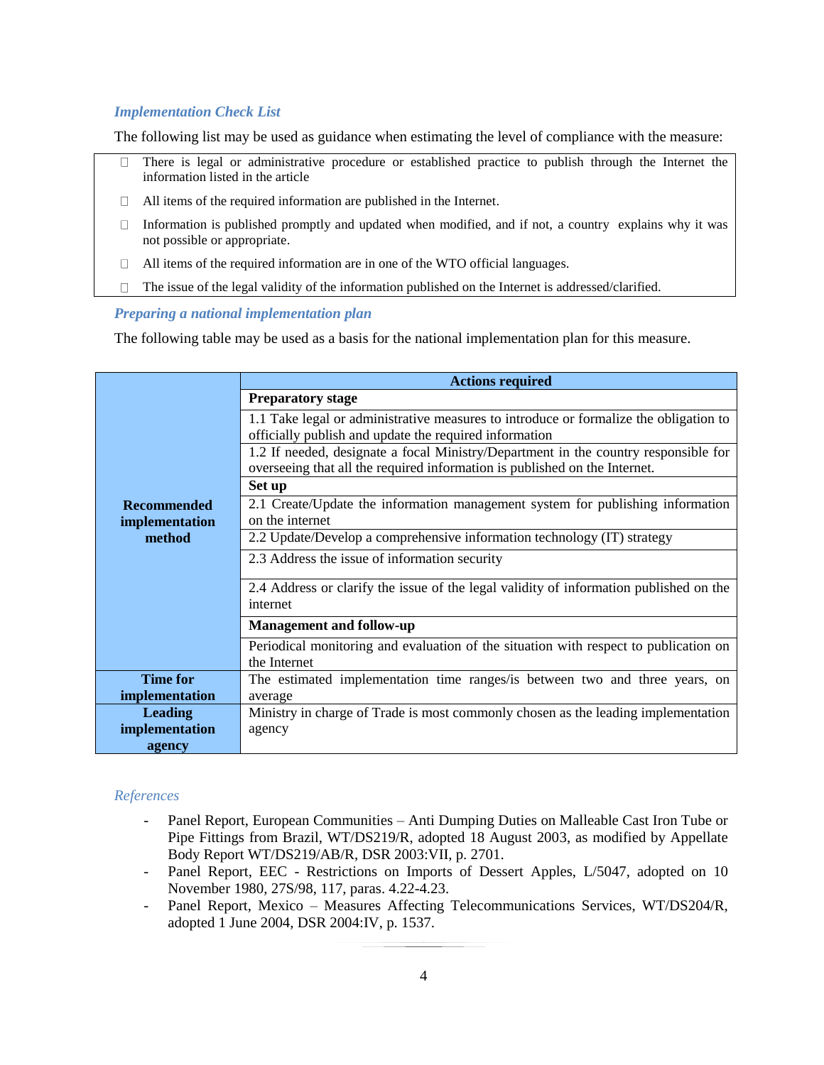### *Implementation Check List*

The following list may be used as guidance when estimating the level of compliance with the measure:

- ☐ There is legal or administrative procedure or established practice to publish through the Internet the information listed in the article
- ☐ All items of the required information are published in the Internet.
- ☐ Information is published promptly and updated when modified, and if not, a country explains why it was not possible or appropriate.
- ☐ All items of the required information are in one of the WTO official languages.
- ☐ The issue of the legal validity of the information published on the Internet is addressed/clarified.

### *Preparing a national implementation plan*

The following table may be used as a basis for the national implementation plan for this measure.

| | **Actions required** |
|---|---|
| **Recommended implementation method** | **Preparatory stage** |
| | 1.1 Take legal or administrative measures to introduce or formalize the obligation to officially publish and update the required information |
| | 1.2 If needed, designate a focal Ministry/Department in the country responsible for overseeing that all the required information is published on the Internet. |
| | **Set up** |
| | 2.1 Create/Update the information management system for publishing information on the internet |
| | 2.2 Update/Develop a comprehensive information technology (IT) strategy |
| | 2.3 Address the issue of information security |
| | 2.4 Address or clarify the issue of the legal validity of information published on the internet |
| | **Management and follow-up** |
| | Periodical monitoring and evaluation of the situation with respect to publication on the Internet |
| **Time for implementation** | The estimated implementation time ranges/is between two and three years, on average |
| **Leading implementation agency** | Ministry in charge of Trade is most commonly chosen as the leading implementation agency |

### *References*

- Panel Report, European Communities – Anti Dumping Duties on Malleable Cast Iron Tube or Pipe Fittings from Brazil, WT/DS219/R, adopted 18 August 2003, as modified by Appellate Body Report WT/DS219/AB/R, DSR 2003:VII, p. 2701.
- Panel Report, EEC - Restrictions on Imports of Dessert Apples, L/5047, adopted on 10 November 1980, 27S/98, 117, paras. 4.22-4.23.
- Panel Report, Mexico – Measures Affecting Telecommunications Services, WT/DS204/R, adopted 1 June 2004, DSR 2004:IV, p. 1537.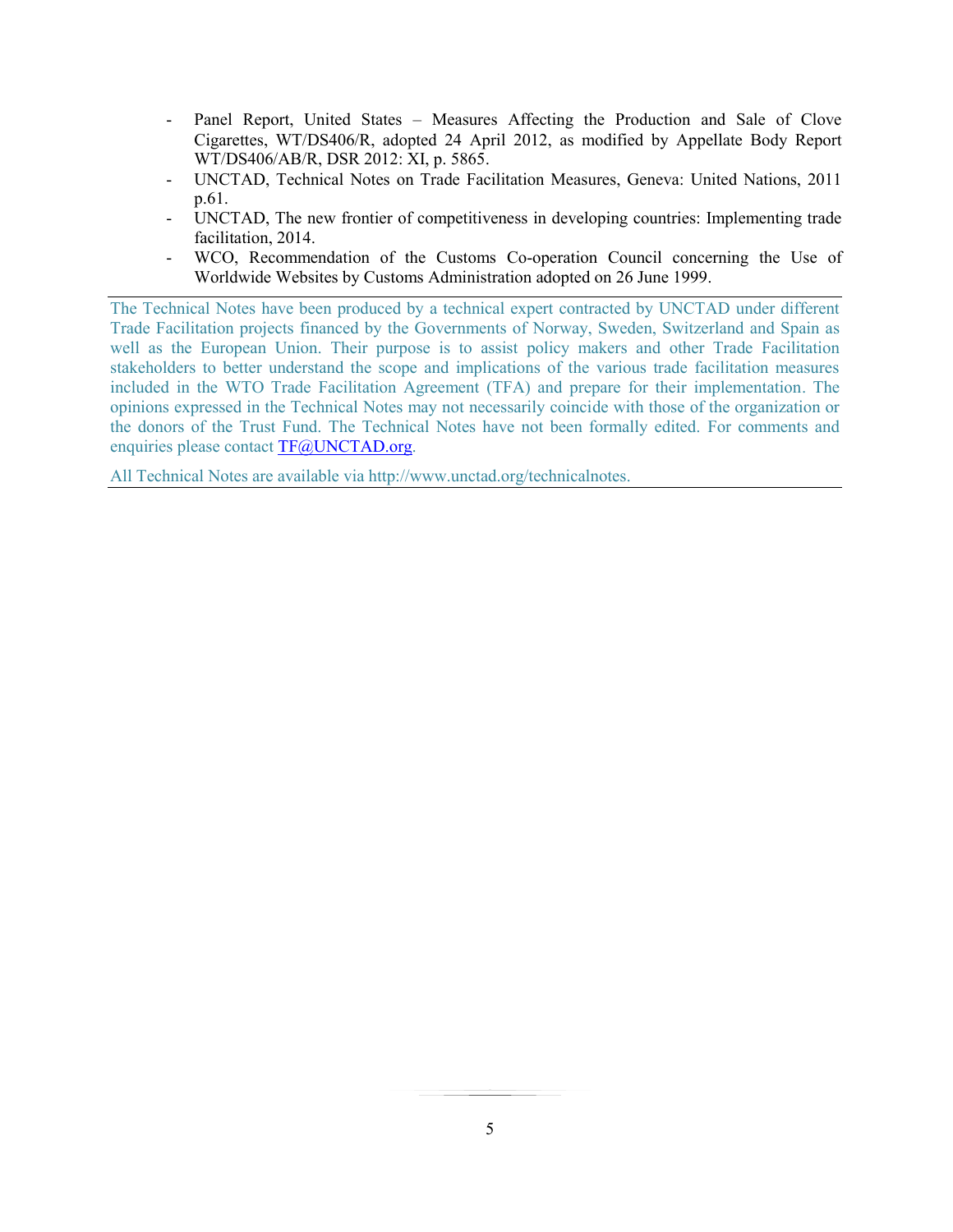- Panel Report, United States – Measures Affecting the Production and Sale of Clove Cigarettes, WT/DS406/R, adopted 24 April 2012, as modified by Appellate Body Report WT/DS406/AB/R, DSR 2012: XI, p. 5865.
- UNCTAD, Technical Notes on Trade Facilitation Measures, Geneva: United Nations, 2011 p.61.
- UNCTAD, The new frontier of competitiveness in developing countries: Implementing trade facilitation, 2014.
- WCO, Recommendation of the Customs Co-operation Council concerning the Use of Worldwide Websites by Customs Administration adopted on 26 June 1999.

---

The Technical Notes have been produced by a technical expert contracted by UNCTAD under different Trade Facilitation projects financed by the Governments of Norway, Sweden, Switzerland and Spain as well as the European Union. Their purpose is to assist policy makers and other Trade Facilitation stakeholders to better understand the scope and implications of the various trade facilitation measures included in the WTO Trade Facilitation Agreement (TFA) and prepare for their implementation. The opinions expressed in the Technical Notes may not necessarily coincide with those of the organization or the donors of the Trust Fund. The Technical Notes have not been formally edited. For comments and enquiries please contact TF@UNCTAD.org.

All Technical Notes are available via http://www.unctad.org/technicalnotes.

---